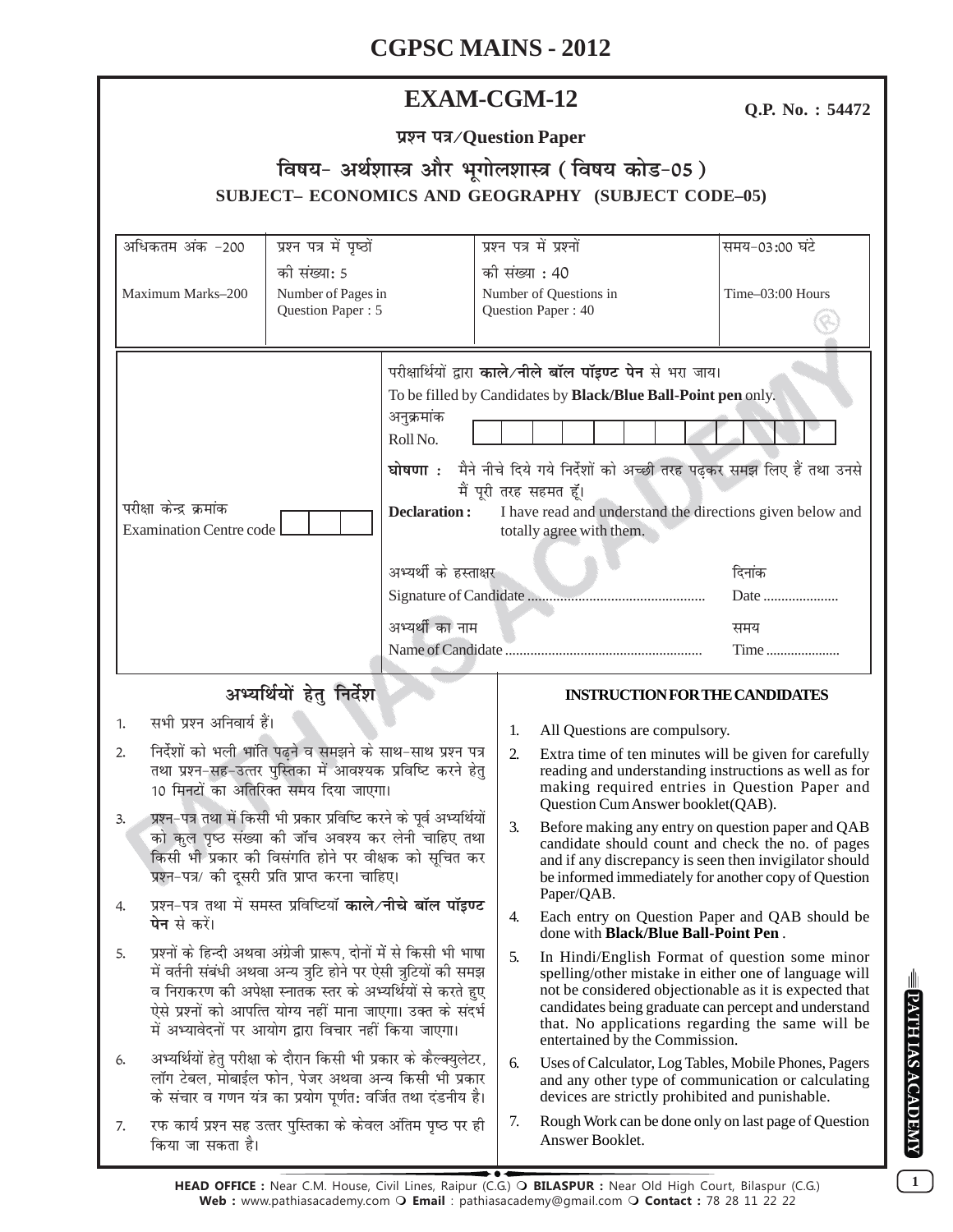# CGPSC MAINS - 2012

## EXAM-CGM-12

**Q.P. No. : 54472**

**प्रश्न पत्र/Question Paper**

### विषय- अर्थशास्त्र और भूगोलशास्त्र ( विषय कोड-05 )

### SUBJECT– ECONOMICS AND GEOGRAPHY (SUBJECT CODE–05)

| अधिकतम अंक -200<br>Maximum Marks–200 | प्रश्न पत्र में पृष्ठों की संख्या: 5<br>Number of Pages in Question Paper : 5 | प्रश्न पत्र में प्रश्नों की संख्या : 40<br>Number of Questions in Question Paper : 40 | समय-03:00 घंटे<br>Time–03:00 Hours |
|---|---|---|---|

परीक्षा केन्द्र क्रमांक
Examination Centre code

परीक्षार्थियों द्वारा **काले/नीले बॉल पॉइण्ट पेन** से भरा जाय।
To be filled by Candidates by **Black/Blue Ball-Point pen** only.

अनुक्रमांक
Roll No.

**घोषणा :** मैने नीचे दिये गये निर्देशों को अच्छी तरह पढ़कर समझ लिए हैं तथा उनसे मैं पूरी तरह सहमत हूँ।

**Declaration :** I have read and understand the directions given below and totally agree with them.

अभ्यर्थी के हस्ताक्षर
Signature of Candidate ................................................ दिनांक Date .....................

अभ्यर्थी का नाम
Name of Candidate ...................................................... समय Time .....................

### अभ्यर्थियों हेतु निर्देश

1. सभी प्रश्न अनिवार्य हैं।
2. निर्देशों को भली भांति पढ़ने व समझने के साथ-साथ प्रश्न पत्र तथा प्रश्न-सह-उत्तर पुस्तिका में आवश्यक प्रविष्टि करने हेतु 10 मिनटों का अतिरिक्त समय दिया जाएगा।
3. प्रश्न-पत्र तथा में किसी भी प्रकार प्रविष्टि करने के पूर्व अभ्यर्थियों को कुल पृष्ठ संख्या की जाँच अवश्य कर लेनी चाहिए तथा किसी भी प्रकार की विसंगति होने पर वीक्षक को सूचित कर प्रश्न-पत्र/ की दूसरी प्रति प्राप्त करना चाहिए।
4. प्रश्न-पत्र तथा में समस्त प्रविष्टियाँ **काले/नीचे बॉल पॉइण्ट पेन** से करें।
5. प्रश्नों के हिन्दी अथवा अंग्रेजी प्रारूप, दोनों में से किसी भी भाषा में वर्तनी संबंधी अथवा अन्य त्रुटि होने पर ऐसी त्रुटियों की समझ व निराकरण की अपेक्षा स्नातक स्तर के अभ्यर्थियों से करते हुए ऐसे प्रश्नों को आपत्ति योग्य नहीं माना जाएगा। उक्त के संदर्भ में अभ्यावेदनों पर आयोग द्वारा विचार नहीं किया जाएगा।
6. अभ्यर्थियों हेतु परीक्षा के दौरान किसी भी प्रकार के कैल्क्युलेटर, लॉग टेबल, मोबाईल फोन, पेजर अथवा अन्य किसी भी प्रकार के संचार व गणन यंत्र का प्रयोग पूर्णतः वर्जित तथा दंडनीय है।
7. रफ कार्य प्रश्न सह उत्तर पुस्तिका के केवल अंतिम पृष्ठ पर ही किया जा सकता है।

### INSTRUCTION FOR THE CANDIDATES

1. All Questions are compulsory.
2. Extra time of ten minutes will be given for carefully reading and understanding instructions as well as for making required entries in Question Paper and Question Cum Answer booklet(QAB).
3. Before making any entry on question paper and QAB candidate should count and check the no. of pages and if any discrepancy is seen then invigilator should be informed immediately for another copy of Question Paper/QAB.
4. Each entry on Question Paper and QAB should be done with **Black/Blue Ball-Point Pen**.
5. In Hindi/English Format of question some minor spelling/other mistake in either one of language will not be considered objectionable as it is expected that candidates being graduate can percept and understand that. No applications regarding the same will be entertained by the Commission.
6. Uses of Calculator, Log Tables, Mobile Phones, Pagers and any other type of communication or calculating devices are strictly prohibited and punishable.
7. Rough Work can be done only on last page of Question Answer Booklet.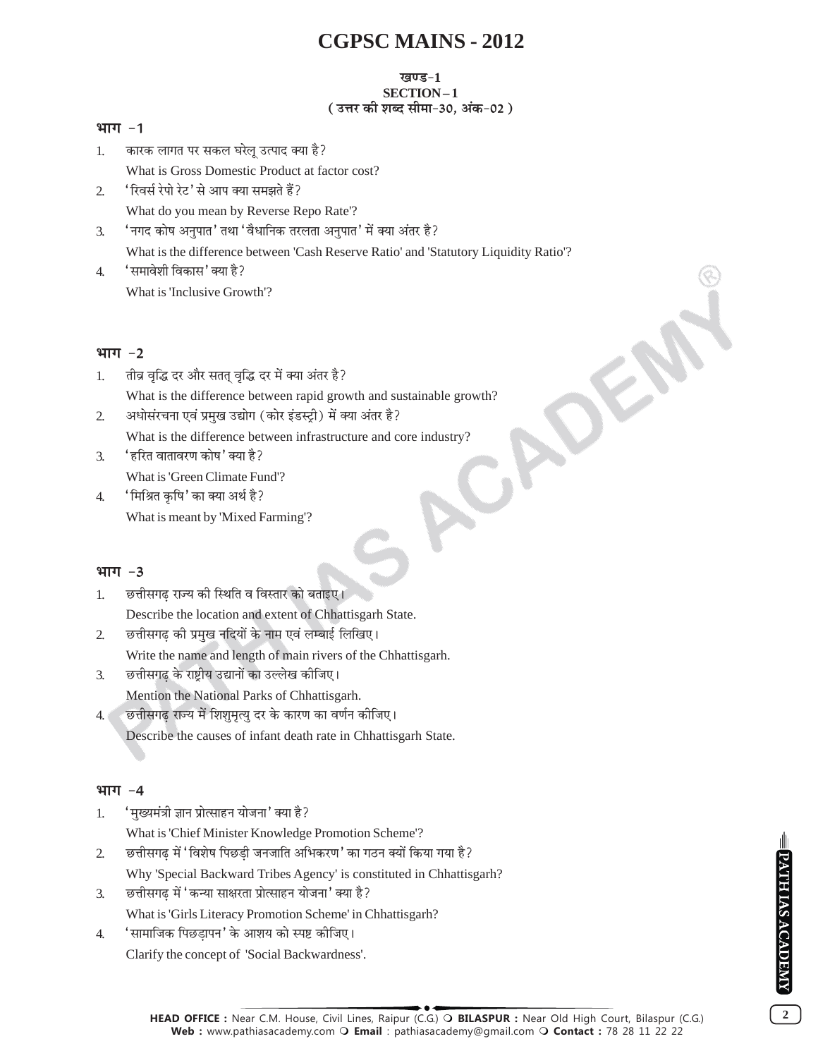# CGPSC MAINS - 2012

**खण्ड-1**
**SECTION – 1**
**( उत्तर की शब्द सीमा-30, अंक-02 )**

### भाग -1

1. कारक लागत पर सकल घरेलू उत्पाद क्या है?
   What is Gross Domestic Product at factor cost?
2. 'रिवर्स रेपो रेट' से आप क्या समझते हैं?
   What do you mean by Reverse Repo Rate'?
3. 'नगद कोष अनुपात' तथा 'वैधानिक तरलता अनुपात' में क्या अंतर है?
   What is the difference between 'Cash Reserve Ratio' and 'Statutory Liquidity Ratio'?
4. 'समावेशी विकास' क्या है?
   What is 'Inclusive Growth'?

### भाग -2

1. तीव्र वृद्धि दर और सतत् वृद्धि दर में क्या अंतर है?
   What is the difference between rapid growth and sustainable growth?
2. अधोसंरचना एवं प्रमुख उद्योग (कोर इंडस्ट्री) में क्या अंतर है?
   What is the difference between infrastructure and core industry?
3. 'हरित वातावरण कोष' क्या है?
   What is 'Green Climate Fund'?
4. 'मिश्रित कृषि' का क्या अर्थ है?
   What is meant by 'Mixed Farming'?

### भाग -3

1. छत्तीसगढ़ राज्य की स्थिति व विस्तार को बताइए।
   Describe the location and extent of Chhattisgarh State.
2. छत्तीसगढ़ की प्रमुख नदियों के नाम एवं लम्बाई लिखिए।
   Write the name and length of main rivers of the Chhattisgarh.
3. छत्तीसगढ़ के राष्ट्रीय उद्यानों का उल्लेख कीजिए।
   Mention the National Parks of Chhattisgarh.
4. छत्तीसगढ़ राज्य में शिशुमृत्यु दर के कारण का वर्णन कीजिए।
   Describe the causes of infant death rate in Chhattisgarh State.

### भाग -4

1. 'मुख्यमंत्री ज्ञान प्रोत्साहन योजना' क्या है?
   What is 'Chief Minister Knowledge Promotion Scheme'?
2. छत्तीसगढ़ में 'विशेष पिछड़ी जनजाति अभिकरण' का गठन क्यों किया गया है?
   Why 'Special Backward Tribes Agency' is constituted in Chhattisgarh?
3. छत्तीसगढ़ में 'कन्या साक्षरता प्रोत्साहन योजना' क्या है?
   What is 'Girls Literacy Promotion Scheme' in Chhattisgarh?
4. 'सामाजिक पिछड़ापन' के आशय को स्पष्ट कीजिए।
   Clarify the concept of 'Social Backwardness'.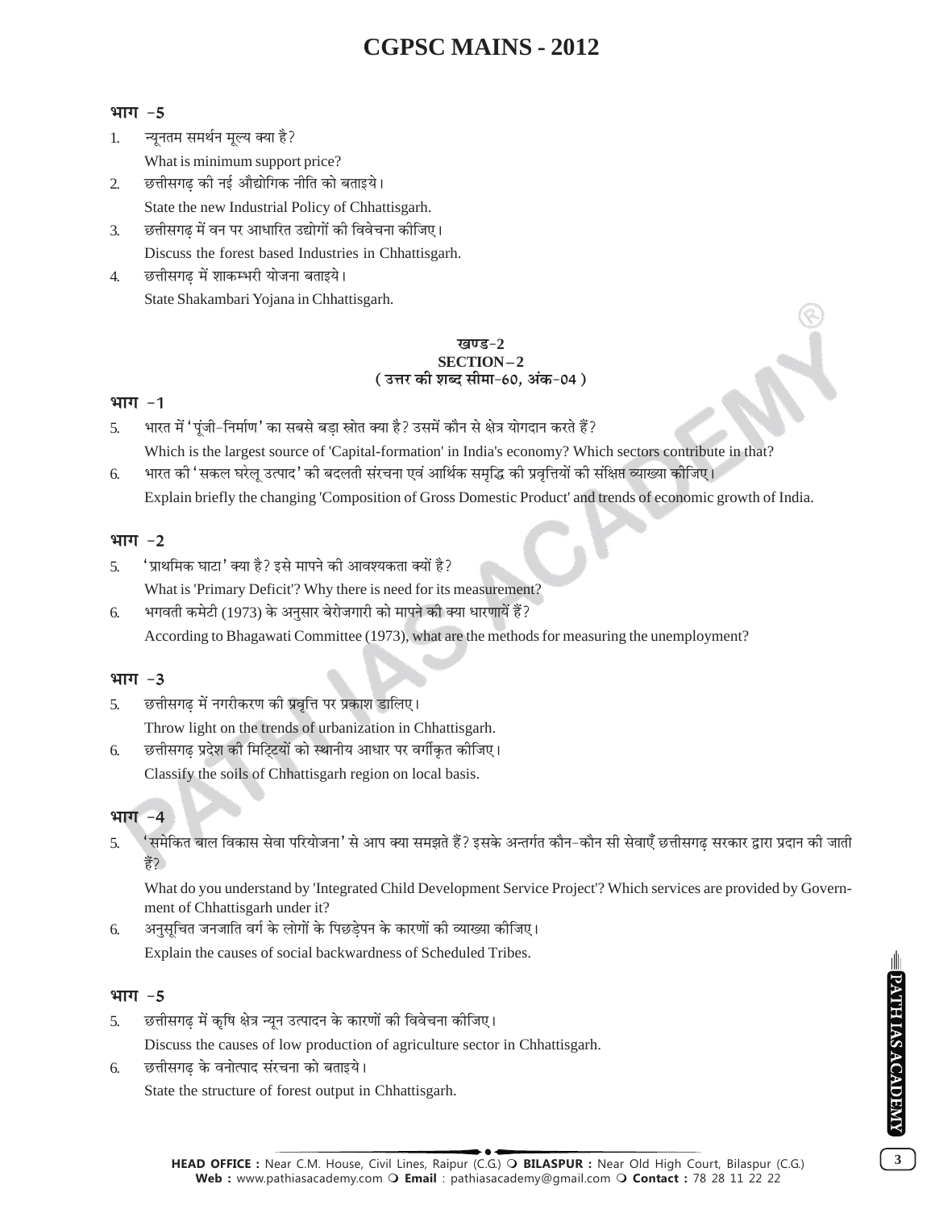### भाग -5

1. न्यूनतम समर्थन मूल्य क्या है?
   What is minimum support price?
2. छत्तीसगढ़ की नई औद्योगिक नीति को बताइये।
   State the new Industrial Policy of Chhattisgarh.
3. छत्तीसगढ़ में वन पर आधारित उद्योगों की विवेचना कीजिए।
   Discuss the forest based Industries in Chhattisgarh.
4. छत्तीसगढ़ में शाकम्भरी योजना बताइये।
   State Shakambari Yojana in Chhattisgarh.

## खण्ड-2
## SECTION – 2
**( उत्तर की शब्द सीमा-60, अंक-04 )**

### भाग -1

5. भारत में 'पूंजी-निर्माण' का सबसे बड़ा स्रोत क्या है? उसमें कौन से क्षेत्र योगदान करते हैं?
   Which is the largest source of 'Capital-formation' in India's economy? Which sectors contribute in that?
6. भारत की 'सकल घरेलू उत्पाद' की बदलती संरचना एवं आर्थिक समृद्धि की प्रवृत्तियों की संक्षिप्त व्याख्या कीजिए।
   Explain briefly the changing 'Composition of Gross Domestic Product' and trends of economic growth of India.

### भाग -2

5. 'प्राथमिक घाटा' क्या है? इसे मापने की आवश्यकता क्यों है?
   What is 'Primary Deficit'? Why there is need for its measurement?
6. भगवती कमेटी (1973) के अनुसार बेरोजगारी को मापने की क्या धारणायें हैं?
   According to Bhagawati Committee (1973), what are the methods for measuring the unemployment?

### भाग -3

5. छत्तीसगढ़ में नगरीकरण की प्रवृत्ति पर प्रकाश डालिए।
   Throw light on the trends of urbanization in Chhattisgarh.
6. छत्तीसगढ़ प्रदेश की मिट्टियों को स्थानीय आधार पर वर्गीकृत कीजिए।
   Classify the soils of Chhattisgarh region on local basis.

### भाग -4

5. 'समेकित बाल विकास सेवा परियोजना' से आप क्या समझते हैं? इसके अन्तर्गत कौन-कौन सी सेवाएँ छत्तीसगढ़ सरकार द्वारा प्रदान की जाती हैं?
   What do you understand by 'Integrated Child Development Service Project'? Which services are provided by Government of Chhattisgarh under it?
6. अनुसूचित जनजाति वर्ग के लोगों के पिछड़ेपन के कारणों की व्याख्या कीजिए।
   Explain the causes of social backwardness of Scheduled Tribes.

### भाग -5

5. छत्तीसगढ़ में कृषि क्षेत्र न्यून उत्पादन के कारणों की विवेचना कीजिए।
   Discuss the causes of low production of agriculture sector in Chhattisgarh.
6. छत्तीसगढ़ के वनोत्पाद संरचना को बताइये।
   State the structure of forest output in Chhattisgarh.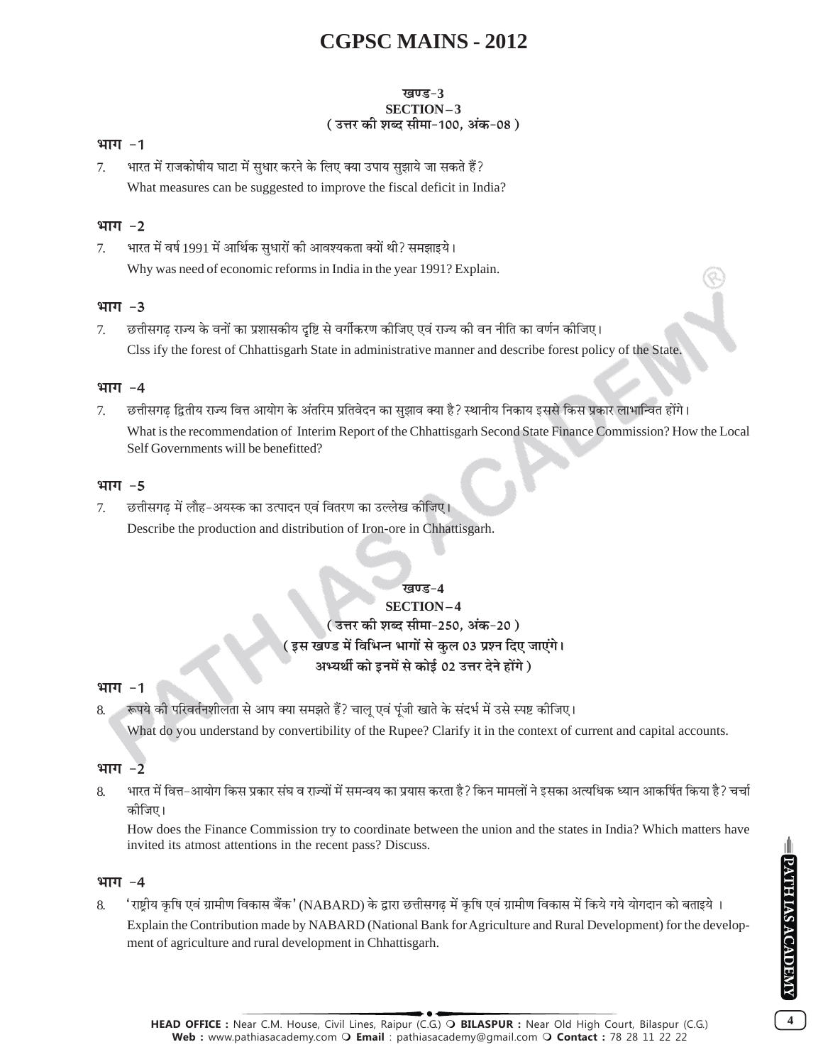# CGPSC MAINS - 2012

### खण्ड-3
### SECTION – 3
### ( उत्तर की शब्द सीमा-100, अंक-08 )

**भाग -1**

7. भारत में राजकोषीय घाटा में सुधार करने के लिए क्या उपाय सुझाये जा सकते हैं?
What measures can be suggested to improve the fiscal deficit in India?

**भाग -2**

7. भारत में वर्ष 1991 में आर्थिक सुधारों की आवश्यकता क्यों थी? समझाइये।
Why was need of economic reforms in India in the year 1991? Explain.

**भाग -3**

7. छत्तीसगढ़ राज्य के वनों का प्रशासकीय दृष्टि से वर्गीकरण कीजिए एवं राज्य की वन नीति का वर्णन कीजिए।
Clss ify the forest of Chhattisgarh State in administrative manner and describe forest policy of the State.

**भाग -4**

7. छत्तीसगढ़ द्वितीय राज्य वित्त आयोग के अंतरिम प्रतिवेदन का सुझाव क्या है? स्थानीय निकाय इससे किस प्रकार लाभान्वित होंगे।
What is the recommendation of Interim Report of the Chhattisgarh Second State Finance Commission? How the Local Self Governments will be benefitted?

**भाग -5**

7. छत्तीसगढ़ में लौह-अयस्क का उत्पादन एवं वितरण का उल्लेख कीजिए।
Describe the production and distribution of Iron-ore in Chhattisgarh.

### खण्ड-4
### SECTION – 4
### ( उत्तर की शब्द सीमा-250, अंक-20 )
### ( इस खण्ड में विभिन्न भागों से कुल 03 प्रश्न दिए जाएंगे। अभ्यर्थी को इनमें से कोई 02 उत्तर देने होंगे )

**भाग -1**

8. रूपये की परिवर्तनशीलता से आप क्या समझते हैं? चालू एवं पूंजी खाते के संदर्भ में उसे स्पष्ट कीजिए।
What do you understand by convertibility of the Rupee? Clarify it in the context of current and capital accounts.

**भाग -2**

8. भारत में वित्त-आयोग किस प्रकार संघ व राज्यों में समन्वय का प्रयास करता है? किन मामलों ने इसका अत्यधिक ध्यान आकर्षित किया है? चर्चा कीजिए।
How does the Finance Commission try to coordinate between the union and the states in India? Which matters have invited its atmost attentions in the recent pass? Discuss.

**भाग -4**

8. 'राष्ट्रीय कृषि एवं ग्रामीण विकास बैंक' (NABARD) के द्वारा छत्तीसगढ़ में कृषि एवं ग्रामीण विकास में किये गये योगदान को बताइये ।
Explain the Contribution made by NABARD (National Bank for Agriculture and Rural Development) for the development of agriculture and rural development in Chhattisgarh.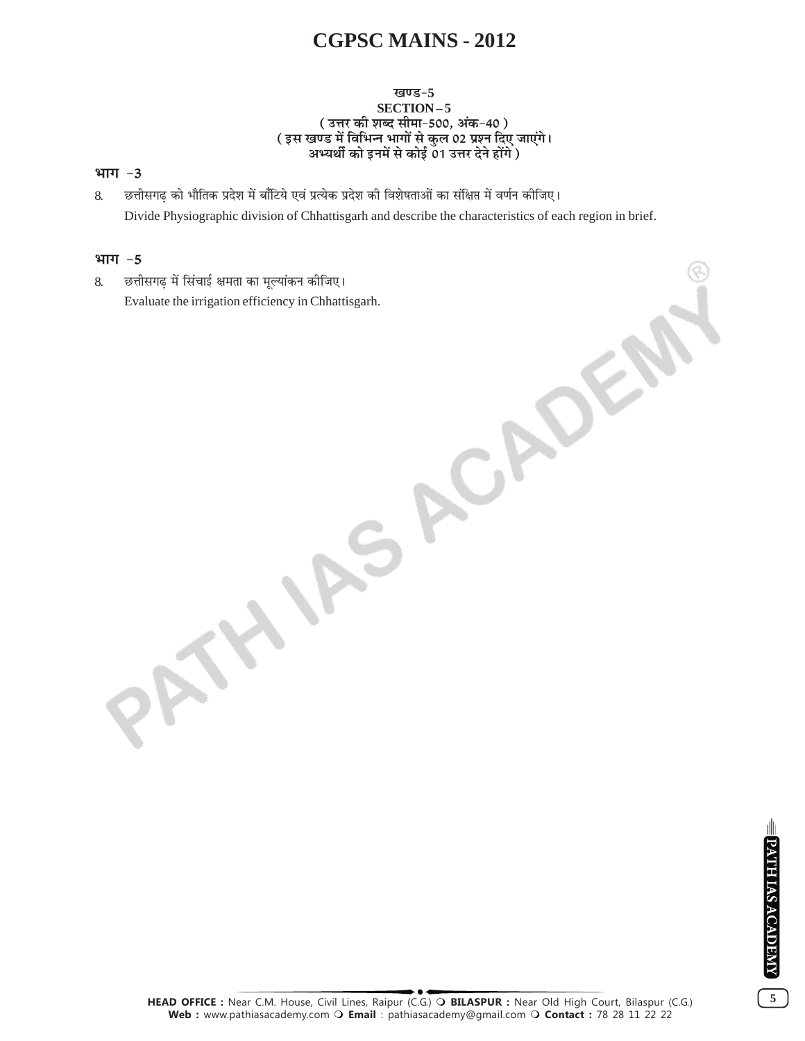**खण्ड-5**
**SECTION – 5**
**( उत्तर की शब्द सीमा-500, अंक-40 )**
**( इस खण्ड में विभिन्न भागों से कुल 02 प्रश्न दिए जाएंगे। अभ्यर्थी को इनमें से कोई 01 उत्तर देने होंगे )**

### भाग -3

8. छत्तीसगढ़ को भौतिक प्रदेश में बाँटिये एवं प्रत्येक प्रदेश की विशेषताओं का संक्षिप्त में वर्णन कीजिए।
   Divide Physiographic division of Chhattisgarh and describe the characteristics of each region in brief.

### भाग -5

8. छत्तीसगढ़ में सिंचाई क्षमता का मूल्यांकन कीजिए।
   Evaluate the irrigation efficiency in Chhattisgarh.